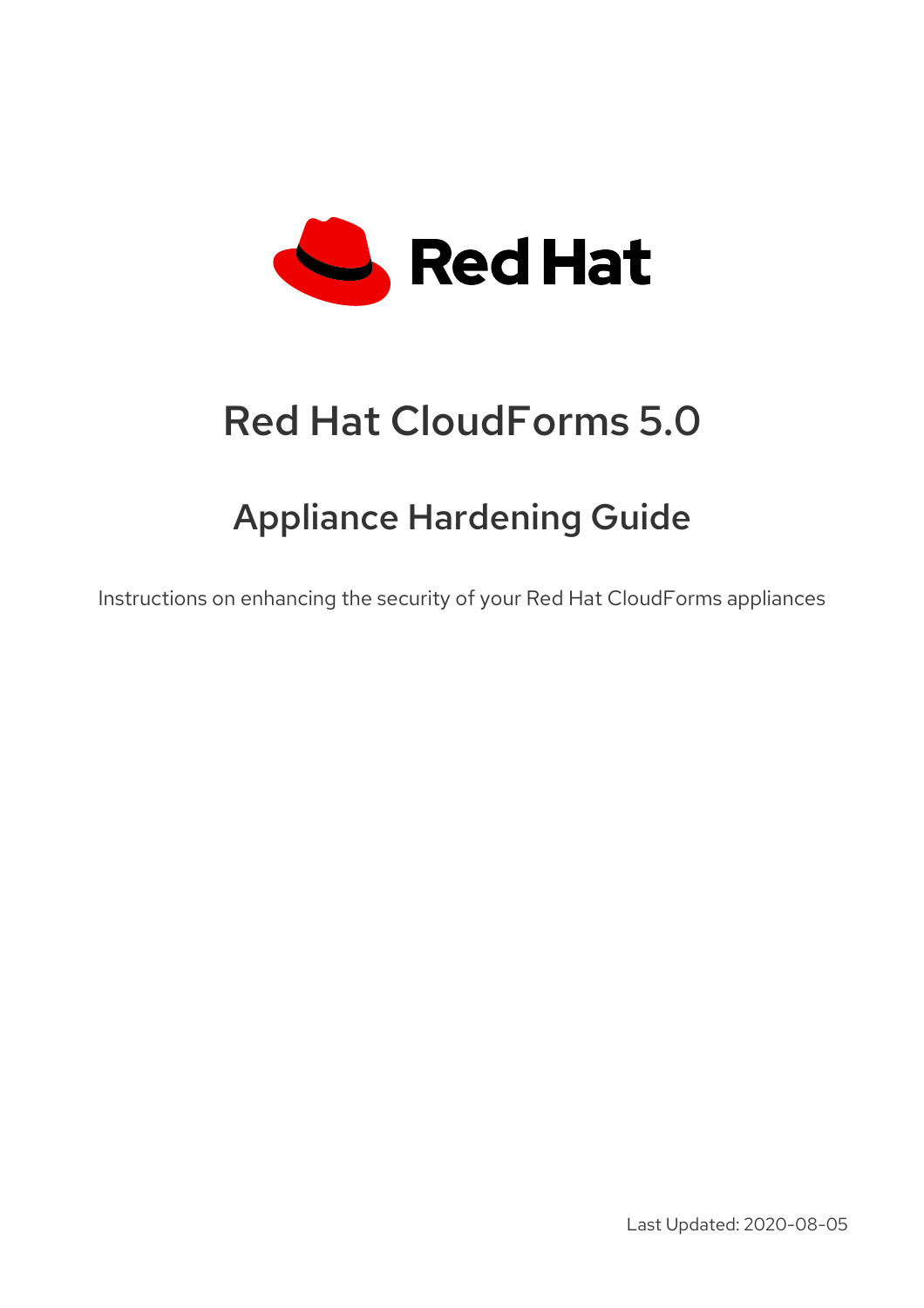Red Hat

# Red Hat CloudForms 5.0

## Appliance Hardening Guide

Instructions on enhancing the security of your Red Hat CloudForms appliances

Last Updated: 2020-08-05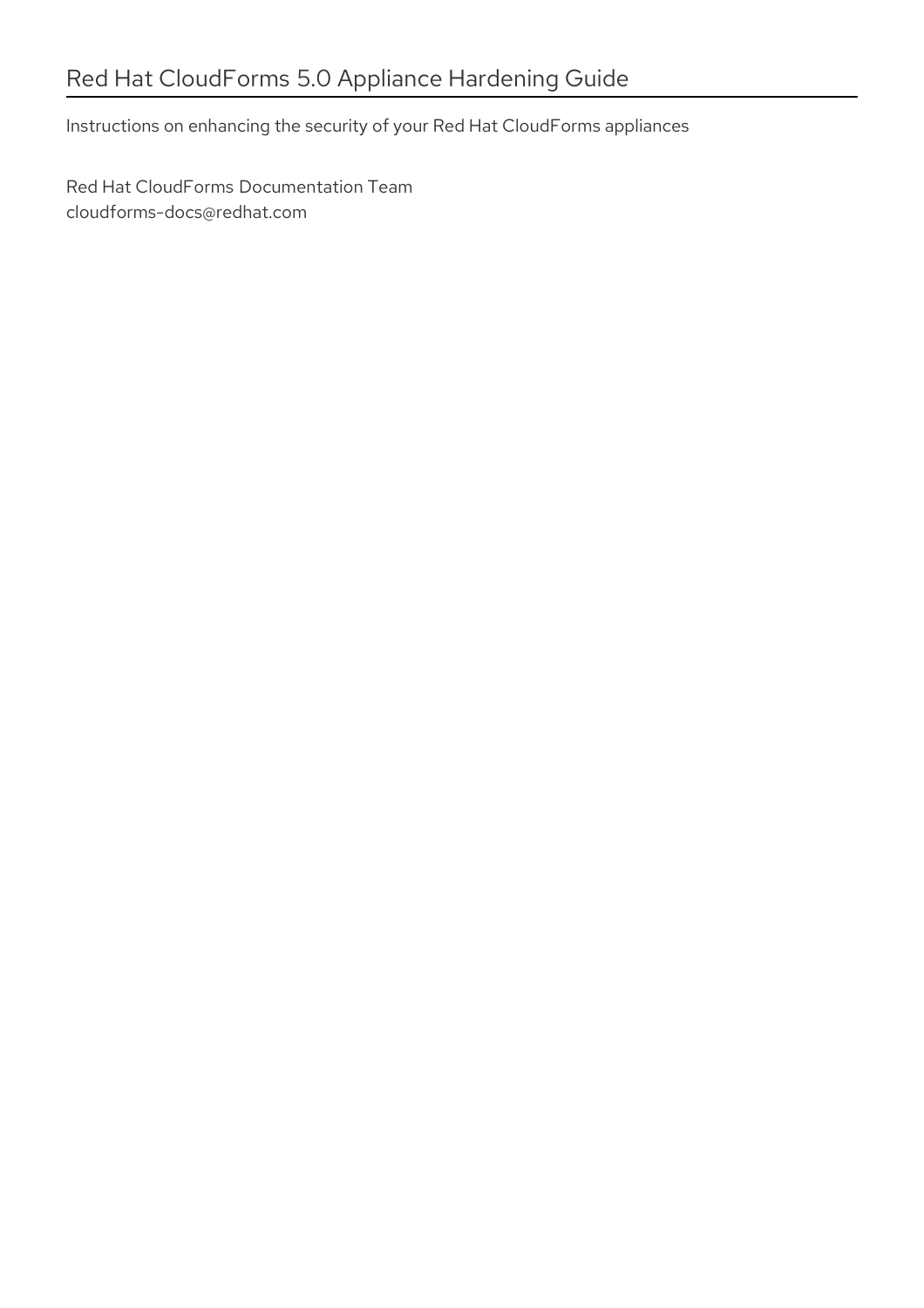# Red Hat CloudForms 5.0 Appliance Hardening Guide

Instructions on enhancing the security of your Red Hat CloudForms appliances

Red Hat CloudForms Documentation Team
cloudforms-docs@redhat.com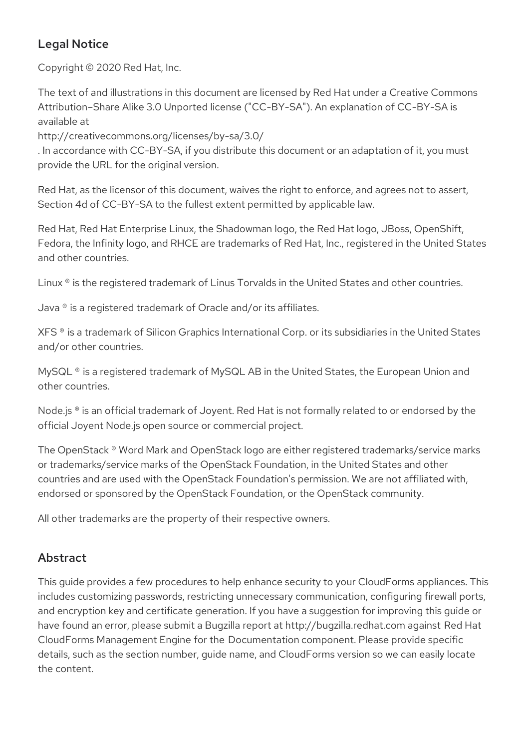## Legal Notice

Copyright © 2020 Red Hat, Inc.

The text of and illustrations in this document are licensed by Red Hat under a Creative Commons Attribution–Share Alike 3.0 Unported license ("CC-BY-SA"). An explanation of CC-BY-SA is available at
http://creativecommons.org/licenses/by-sa/3.0/
. In accordance with CC-BY-SA, if you distribute this document or an adaptation of it, you must provide the URL for the original version.

Red Hat, as the licensor of this document, waives the right to enforce, and agrees not to assert, Section 4d of CC-BY-SA to the fullest extent permitted by applicable law.

Red Hat, Red Hat Enterprise Linux, the Shadowman logo, the Red Hat logo, JBoss, OpenShift, Fedora, the Infinity logo, and RHCE are trademarks of Red Hat, Inc., registered in the United States and other countries.

Linux ® is the registered trademark of Linus Torvalds in the United States and other countries.

Java ® is a registered trademark of Oracle and/or its affiliates.

XFS ® is a trademark of Silicon Graphics International Corp. or its subsidiaries in the United States and/or other countries.

MySQL ® is a registered trademark of MySQL AB in the United States, the European Union and other countries.

Node.js ® is an official trademark of Joyent. Red Hat is not formally related to or endorsed by the official Joyent Node.js open source or commercial project.

The OpenStack ® Word Mark and OpenStack logo are either registered trademarks/service marks or trademarks/service marks of the OpenStack Foundation, in the United States and other countries and are used with the OpenStack Foundation's permission. We are not affiliated with, endorsed or sponsored by the OpenStack Foundation, or the OpenStack community.

All other trademarks are the property of their respective owners.

## Abstract

This guide provides a few procedures to help enhance security to your CloudForms appliances. This includes customizing passwords, restricting unnecessary communication, configuring firewall ports, and encryption key and certificate generation. If you have a suggestion for improving this guide or have found an error, please submit a Bugzilla report at http://bugzilla.redhat.com against Red Hat CloudForms Management Engine for the Documentation component. Please provide specific details, such as the section number, guide name, and CloudForms version so we can easily locate the content.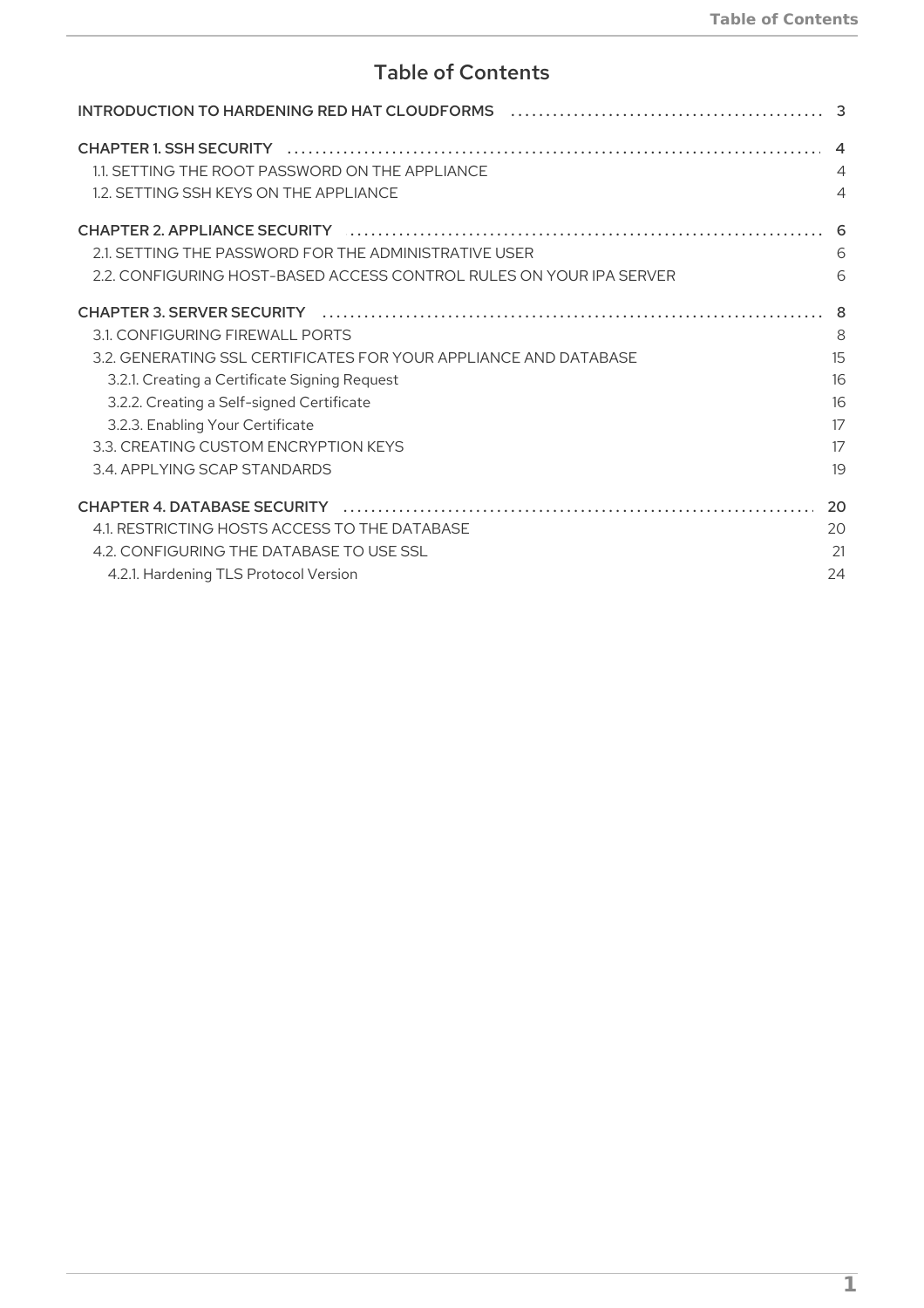# Table of Contents

INTRODUCTION TO HARDENING RED HAT CLOUDFORMS ..... 3

CHAPTER 1. SSH SECURITY ..... 4
- 1.1. SETTING THE ROOT PASSWORD ON THE APPLIANCE ..... 4
- 1.2. SETTING SSH KEYS ON THE APPLIANCE ..... 4

CHAPTER 2. APPLIANCE SECURITY ..... 6
- 2.1. SETTING THE PASSWORD FOR THE ADMINISTRATIVE USER ..... 6
- 2.2. CONFIGURING HOST-BASED ACCESS CONTROL RULES ON YOUR IPA SERVER ..... 6

CHAPTER 3. SERVER SECURITY ..... 8
- 3.1. CONFIGURING FIREWALL PORTS ..... 8
- 3.2. GENERATING SSL CERTIFICATES FOR YOUR APPLIANCE AND DATABASE ..... 15
  - 3.2.1. Creating a Certificate Signing Request ..... 16
  - 3.2.2. Creating a Self-signed Certificate ..... 16
  - 3.2.3. Enabling Your Certificate ..... 17
- 3.3. CREATING CUSTOM ENCRYPTION KEYS ..... 17
- 3.4. APPLYING SCAP STANDARDS ..... 19

CHAPTER 4. DATABASE SECURITY ..... 20
- 4.1. RESTRICTING HOSTS ACCESS TO THE DATABASE ..... 20
- 4.2. CONFIGURING THE DATABASE TO USE SSL ..... 21
  - 4.2.1. Hardening TLS Protocol Version ..... 24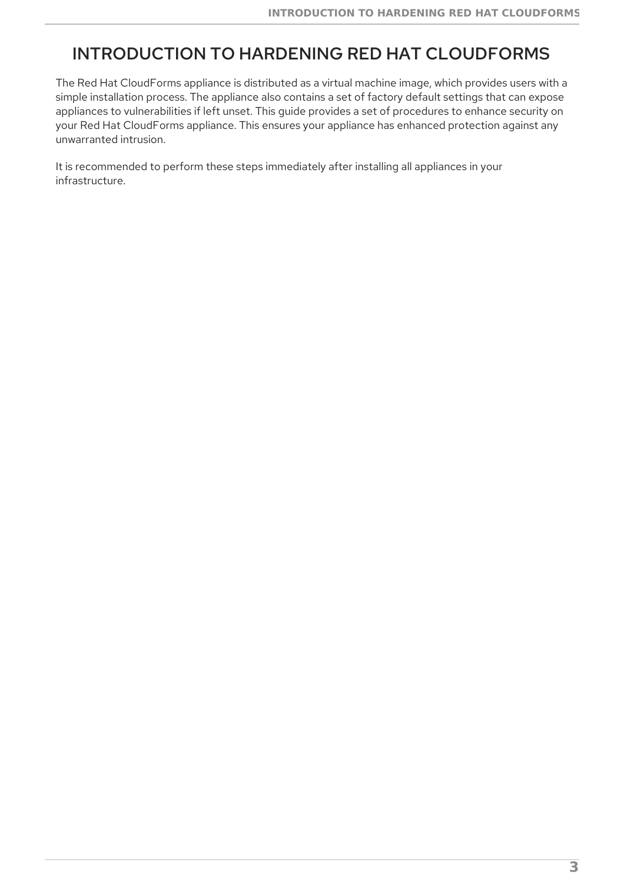# INTRODUCTION TO HARDENING RED HAT CLOUDFORMS

The Red Hat CloudForms appliance is distributed as a virtual machine image, which provides users with a simple installation process. The appliance also contains a set of factory default settings that can expose appliances to vulnerabilities if left unset. This guide provides a set of procedures to enhance security on your Red Hat CloudForms appliance. This ensures your appliance has enhanced protection against any unwarranted intrusion.

It is recommended to perform these steps immediately after installing all appliances in your infrastructure.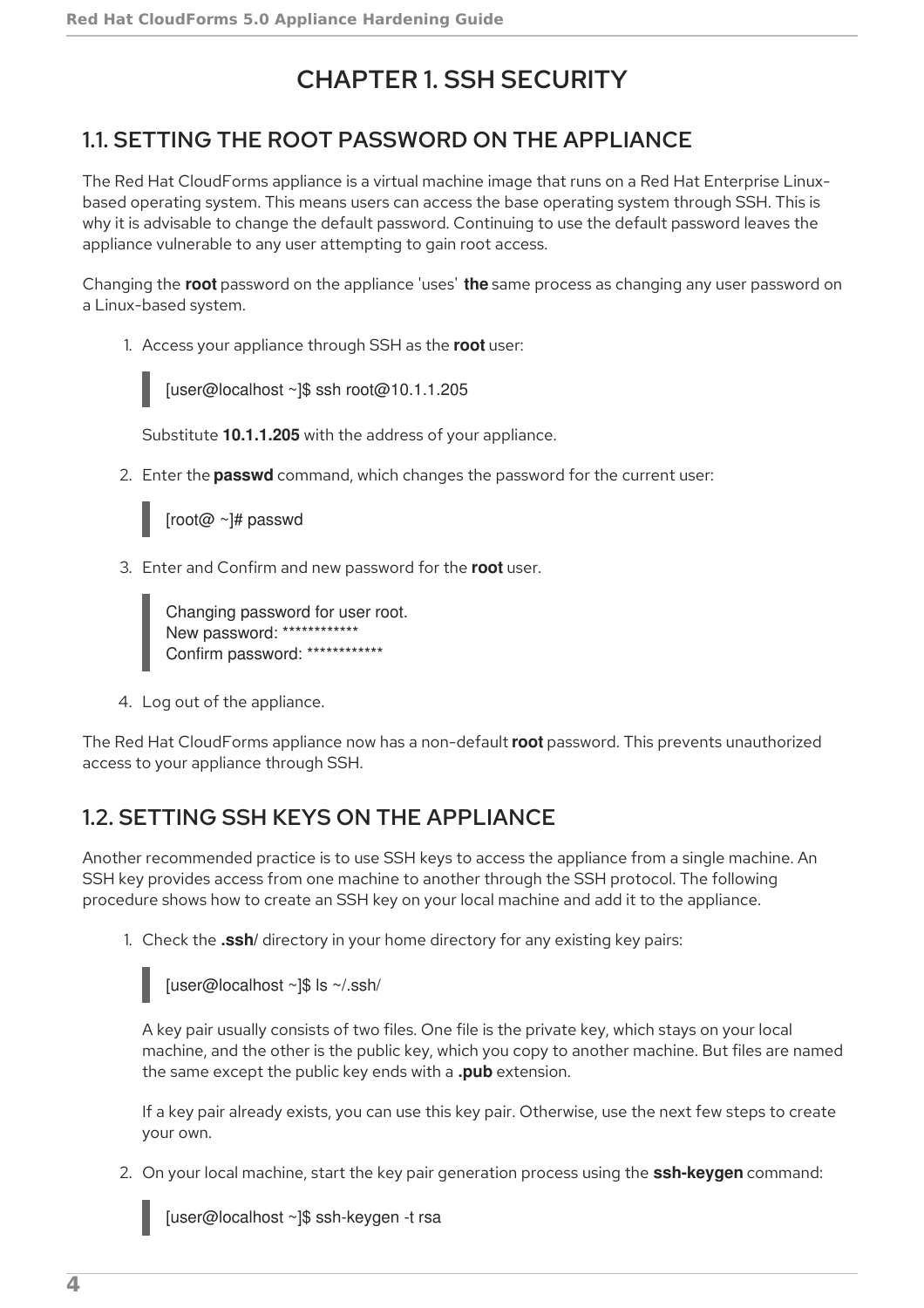# CHAPTER 1. SSH SECURITY

## 1.1. SETTING THE ROOT PASSWORD ON THE APPLIANCE

The Red Hat CloudForms appliance is a virtual machine image that runs on a Red Hat Enterprise Linux-based operating system. This means users can access the base operating system through SSH. This is why it is advisable to change the default password. Continuing to use the default password leaves the appliance vulnerable to any user attempting to gain root access.

Changing the **root** password on the appliance 'uses' **the** same process as changing any user password on a Linux-based system.

1. Access your appliance through SSH as the **root** user:

   ```
   [user@localhost ~]$ ssh root@10.1.1.205
   ```

   Substitute **10.1.1.205** with the address of your appliance.

2. Enter the **passwd** command, which changes the password for the current user:

   ```
   [root@ ~]# passwd
   ```

3. Enter and Confirm and new password for the **root** user.

   ```
   Changing password for user root.
   New password: ************
   Confirm password: ************
   ```

4. Log out of the appliance.

The Red Hat CloudForms appliance now has a non-default **root** password. This prevents unauthorized access to your appliance through SSH.

## 1.2. SETTING SSH KEYS ON THE APPLIANCE

Another recommended practice is to use SSH keys to access the appliance from a single machine. An SSH key provides access from one machine to another through the SSH protocol. The following procedure shows how to create an SSH key on your local machine and add it to the appliance.

1. Check the **.ssh**/ directory in your home directory for any existing key pairs:

   ```
   [user@localhost ~]$ ls ~/.ssh/
   ```

   A key pair usually consists of two files. One file is the private key, which stays on your local machine, and the other is the public key, which you copy to another machine. But files are named the same except the public key ends with a **.pub** extension.

   If a key pair already exists, you can use this key pair. Otherwise, use the next few steps to create your own.

2. On your local machine, start the key pair generation process using the **ssh-keygen** command:

   ```
   [user@localhost ~]$ ssh-keygen -t rsa
   ```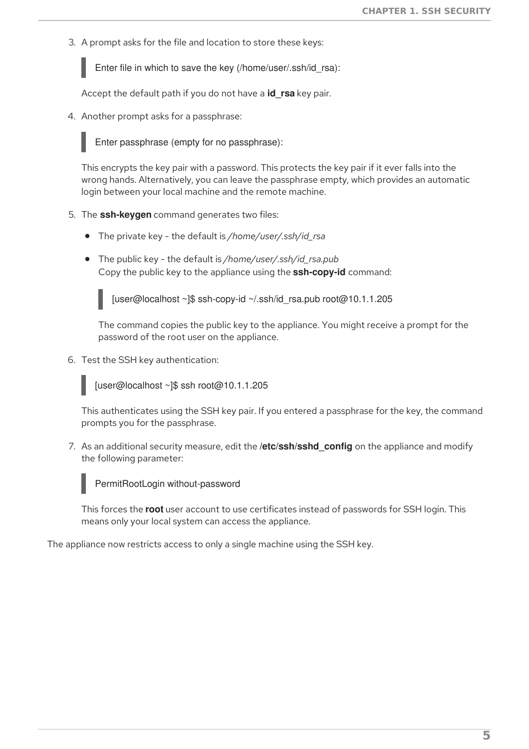3. A prompt asks for the file and location to store these keys:

   ```
   Enter file in which to save the key (/home/user/.ssh/id_rsa):
   ```

   Accept the default path if you do not have a **id_rsa** key pair.

4. Another prompt asks for a passphrase:

   ```
   Enter passphrase (empty for no passphrase):
   ```

   This encrypts the key pair with a password. This protects the key pair if it ever falls into the wrong hands. Alternatively, you can leave the passphrase empty, which provides an automatic login between your local machine and the remote machine.

5. The **ssh-keygen** command generates two files:

   - The private key - the default is */home/user/.ssh/id_rsa*
   - The public key - the default is */home/user/.ssh/id_rsa.pub*
     Copy the public key to the appliance using the **ssh-copy-id** command:

     ```
     [user@localhost ~]$ ssh-copy-id ~/.ssh/id_rsa.pub root@10.1.1.205
     ```

     The command copies the public key to the appliance. You might receive a prompt for the password of the root user on the appliance.

6. Test the SSH key authentication:

   ```
   [user@localhost ~]$ ssh root@10.1.1.205
   ```

   This authenticates using the SSH key pair. If you entered a passphrase for the key, the command prompts you for the passphrase.

7. As an additional security measure, edit the **/etc/ssh/sshd_config** on the appliance and modify the following parameter:

   ```
   PermitRootLogin without-password
   ```

   This forces the **root** user account to use certificates instead of passwords for SSH login. This means only your local system can access the appliance.

The appliance now restricts access to only a single machine using the SSH key.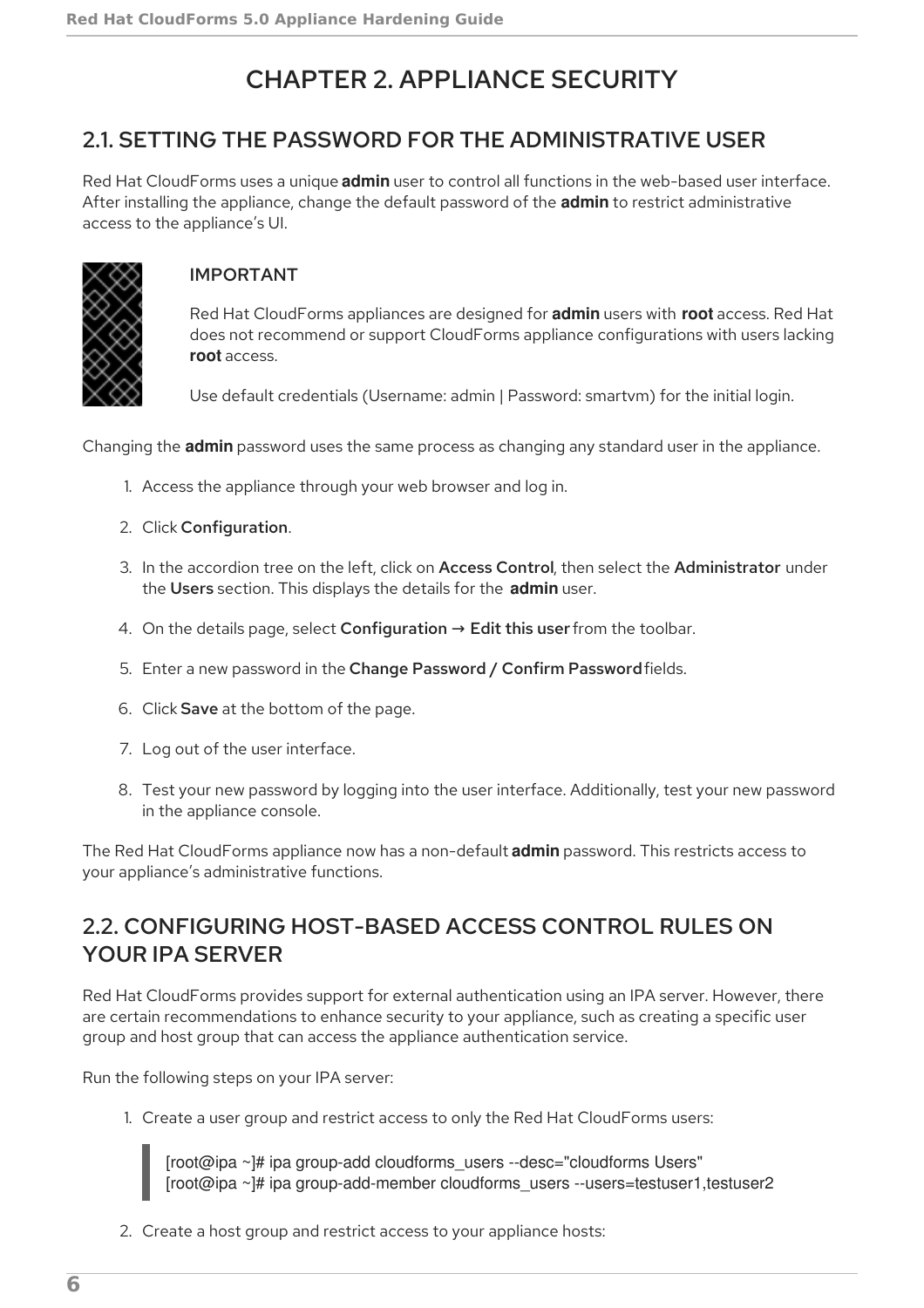# CHAPTER 2. APPLIANCE SECURITY

## 2.1. SETTING THE PASSWORD FOR THE ADMINISTRATIVE USER

Red Hat CloudForms uses a unique **admin** user to control all functions in the web-based user interface. After installing the appliance, change the default password of the **admin** to restrict administrative access to the appliance's UI.

> **IMPORTANT**
>
> Red Hat CloudForms appliances are designed for **admin** users with **root** access. Red Hat does not recommend or support CloudForms appliance configurations with users lacking **root** access.
>
> Use default credentials (Username: admin | Password: smartvm) for the initial login.

Changing the **admin** password uses the same process as changing any standard user in the appliance.

1. Access the appliance through your web browser and log in.
2. Click **Configuration**.
3. In the accordion tree on the left, click on **Access Control**, then select the **Administrator** under the **Users** section. This displays the details for the **admin** user.
4. On the details page, select **Configuration → Edit this user** from the toolbar.
5. Enter a new password in the **Change Password / Confirm Password** fields.
6. Click **Save** at the bottom of the page.
7. Log out of the user interface.
8. Test your new password by logging into the user interface. Additionally, test your new password in the appliance console.

The Red Hat CloudForms appliance now has a non-default **admin** password. This restricts access to your appliance's administrative functions.

## 2.2. CONFIGURING HOST-BASED ACCESS CONTROL RULES ON YOUR IPA SERVER

Red Hat CloudForms provides support for external authentication using an IPA server. However, there are certain recommendations to enhance security to your appliance, such as creating a specific user group and host group that can access the appliance authentication service.

Run the following steps on your IPA server:

1. Create a user group and restrict access to only the Red Hat CloudForms users:

```
[root@ipa ~]# ipa group-add cloudforms_users --desc="cloudforms Users"
[root@ipa ~]# ipa group-add-member cloudforms_users --users=testuser1,testuser2
```

2. Create a host group and restrict access to your appliance hosts: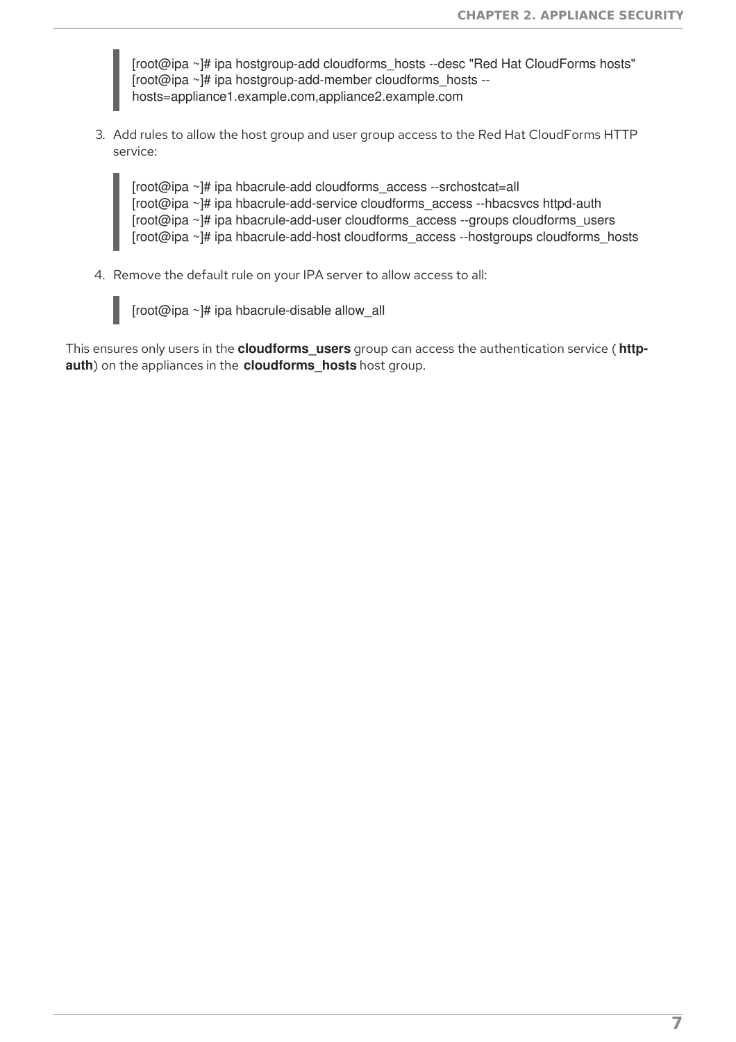```
[root@ipa ~]# ipa hostgroup-add cloudforms_hosts --desc "Red Hat CloudForms hosts"
[root@ipa ~]# ipa hostgroup-add-member cloudforms_hosts --
hosts=appliance1.example.com,appliance2.example.com
```

3. Add rules to allow the host group and user group access to the Red Hat CloudForms HTTP service:

```
[root@ipa ~]# ipa hbacrule-add cloudforms_access --srchostcat=all
[root@ipa ~]# ipa hbacrule-add-service cloudforms_access --hbacsvcs httpd-auth
[root@ipa ~]# ipa hbacrule-add-user cloudforms_access --groups cloudforms_users
[root@ipa ~]# ipa hbacrule-add-host cloudforms_access --hostgroups cloudforms_hosts
```

4. Remove the default rule on your IPA server to allow access to all:

```
[root@ipa ~]# ipa hbacrule-disable allow_all
```

This ensures only users in the **cloudforms_users** group can access the authentication service ( **http-auth**) on the appliances in the **cloudforms_hosts** host group.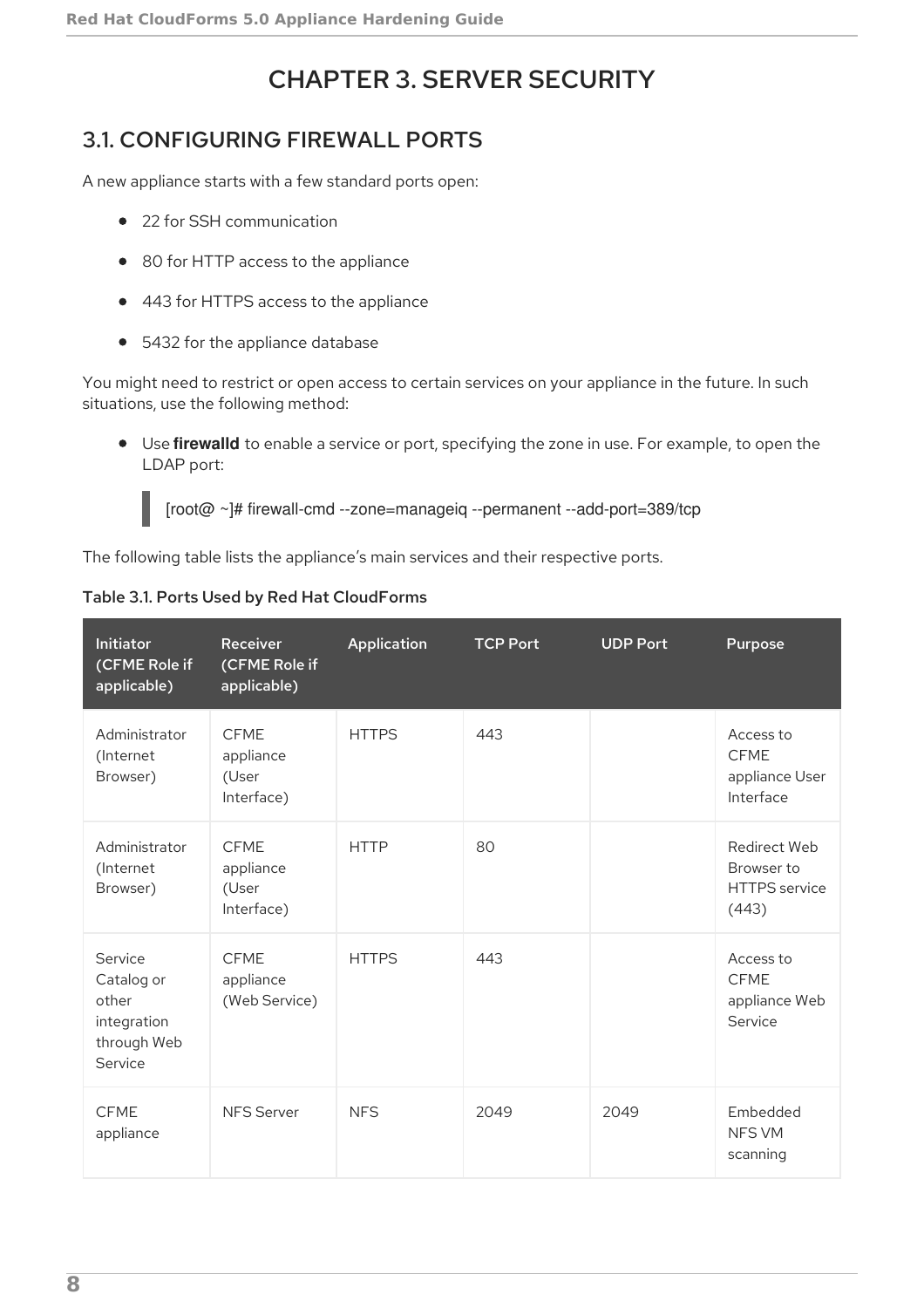# CHAPTER 3. SERVER SECURITY

## 3.1. CONFIGURING FIREWALL PORTS

A new appliance starts with a few standard ports open:

- 22 for SSH communication
- 80 for HTTP access to the appliance
- 443 for HTTPS access to the appliance
- 5432 for the appliance database

You might need to restrict or open access to certain services on your appliance in the future. In such situations, use the following method:

- Use **firewalld** to enable a service or port, specifying the zone in use. For example, to open the LDAP port:

```
[root@ ~]# firewall-cmd --zone=manageiq --permanent --add-port=389/tcp
```

The following table lists the appliance's main services and their respective ports.

**Table 3.1. Ports Used by Red Hat CloudForms**

| Initiator (CFME Role if applicable) | Receiver (CFME Role if applicable) | Application | TCP Port | UDP Port | Purpose |
|---|---|---|---|---|---|
| Administrator (Internet Browser) | CFME appliance (User Interface) | HTTPS | 443 | | Access to CFME appliance User Interface |
| Administrator (Internet Browser) | CFME appliance (User Interface) | HTTP | 80 | | Redirect Web Browser to HTTPS service (443) |
| Service Catalog or other integration through Web Service | CFME appliance (Web Service) | HTTPS | 443 | | Access to CFME appliance Web Service |
| CFME appliance | NFS Server | NFS | 2049 | 2049 | Embedded NFS VM scanning |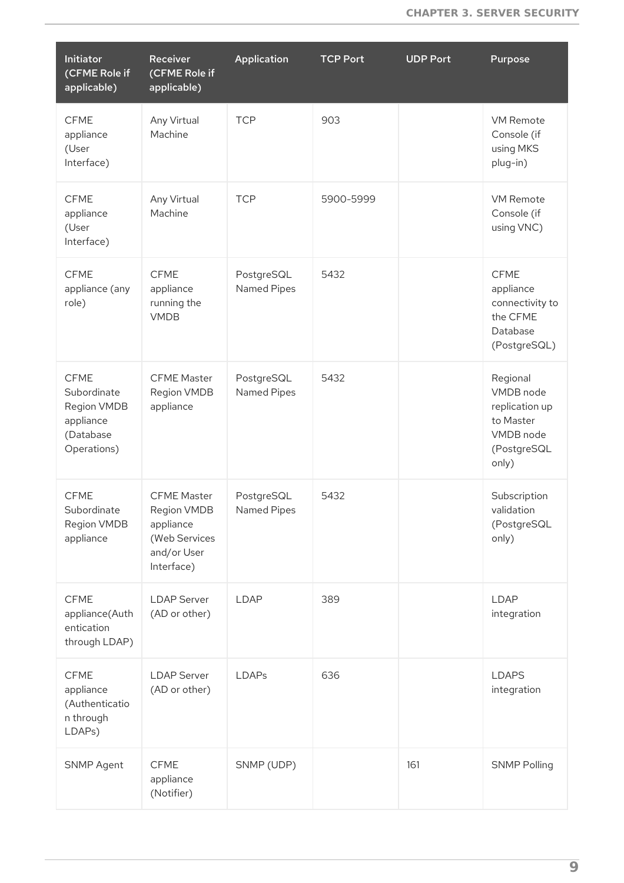| Initiator (CFME Role if applicable) | Receiver (CFME Role if applicable) | Application | TCP Port | UDP Port | Purpose |
|---|---|---|---|---|---|
| CFME appliance (User Interface) | Any Virtual Machine | TCP | 903 | | VM Remote Console (if using MKS plug-in) |
| CFME appliance (User Interface) | Any Virtual Machine | TCP | 5900-5999 | | VM Remote Console (if using VNC) |
| CFME appliance (any role) | CFME appliance running the VMDB | PostgreSQL Named Pipes | 5432 | | CFME appliance connectivity to the CFME Database (PostgreSQL) |
| CFME Subordinate Region VMDB appliance (Database Operations) | CFME Master Region VMDB appliance | PostgreSQL Named Pipes | 5432 | | Regional VMDB node replication up to Master VMDB node (PostgreSQL only) |
| CFME Subordinate Region VMDB appliance | CFME Master Region VMDB appliance (Web Services and/or User Interface) | PostgreSQL Named Pipes | 5432 | | Subscription validation (PostgreSQL only) |
| CFME appliance(Authentication through LDAP) | LDAP Server (AD or other) | LDAP | 389 | | LDAP integration |
| CFME appliance (Authentication through LDAPs) | LDAP Server (AD or other) | LDAPs | 636 | | LDAPS integration |
| SNMP Agent | CFME appliance (Notifier) | SNMP (UDP) | | 161 | SNMP Polling |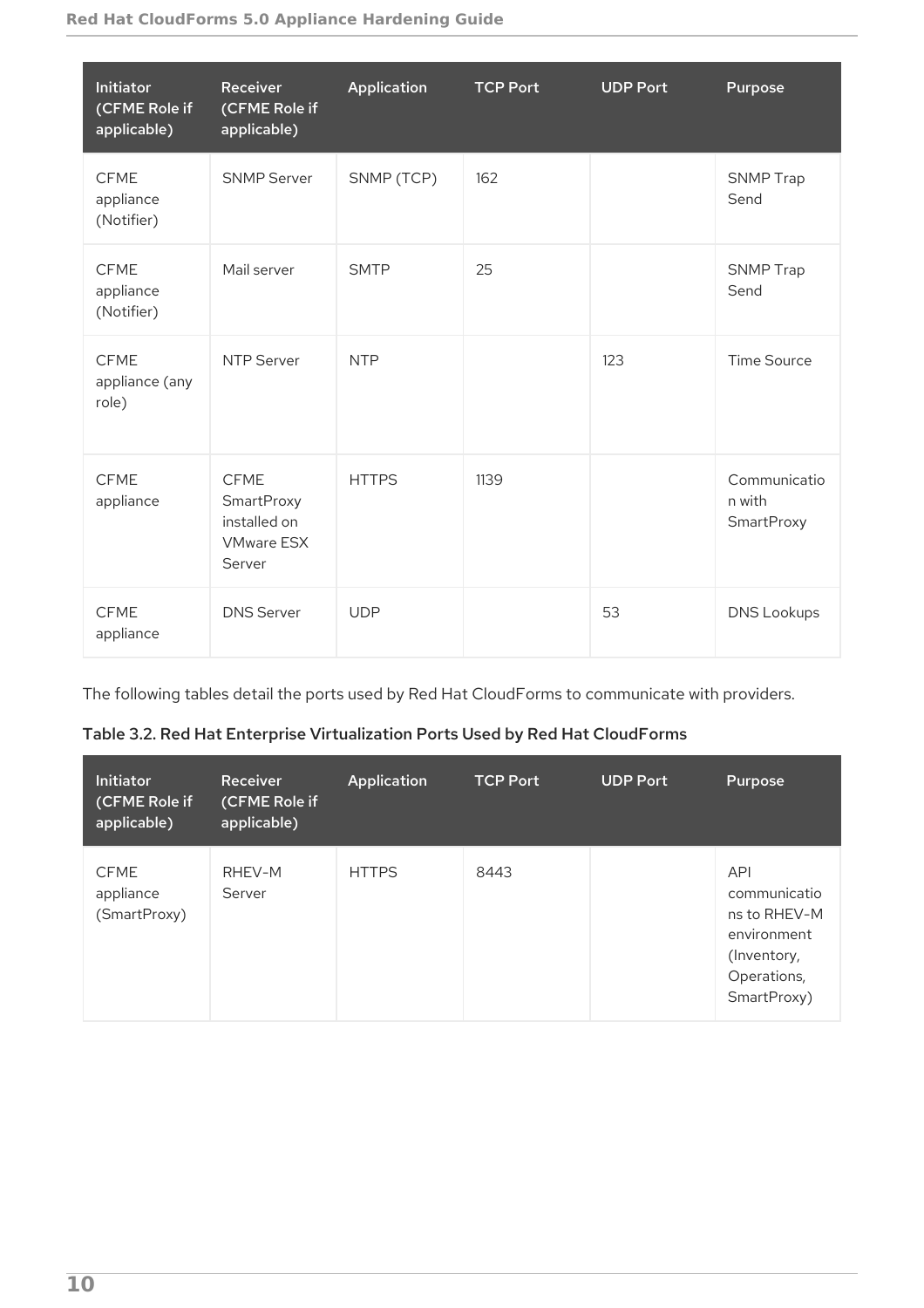| Initiator (CFME Role if applicable) | Receiver (CFME Role if applicable) | Application | TCP Port | UDP Port | Purpose |
|---|---|---|---|---|---|
| CFME appliance (Notifier) | SNMP Server | SNMP (TCP) | 162 | | SNMP Trap Send |
| CFME appliance (Notifier) | Mail server | SMTP | 25 | | SNMP Trap Send |
| CFME appliance (any role) | NTP Server | NTP | | 123 | Time Source |
| CFME appliance | CFME SmartProxy installed on VMware ESX Server | HTTPS | 1139 | | Communication with SmartProxy |
| CFME appliance | DNS Server | UDP | | 53 | DNS Lookups |

The following tables detail the ports used by Red Hat CloudForms to communicate with providers.

**Table 3.2. Red Hat Enterprise Virtualization Ports Used by Red Hat CloudForms**

| Initiator (CFME Role if applicable) | Receiver (CFME Role if applicable) | Application | TCP Port | UDP Port | Purpose |
|---|---|---|---|---|---|
| CFME appliance (SmartProxy) | RHEV-M Server | HTTPS | 8443 | | API communications to RHEV-M environment (Inventory, Operations, SmartProxy) |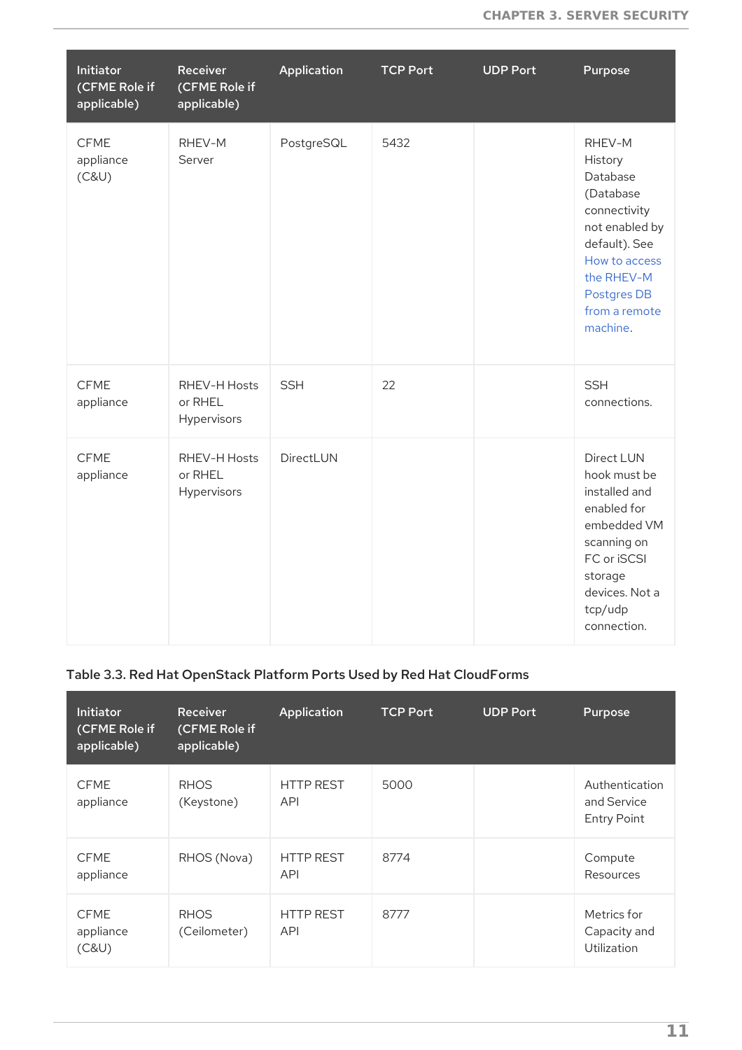| Initiator (CFME Role if applicable) | Receiver (CFME Role if applicable) | Application | TCP Port | UDP Port | Purpose |
|---|---|---|---|---|---|
| CFME appliance (C&U) | RHEV-M Server | PostgreSQL | 5432 | | RHEV-M History Database (Database connectivity not enabled by default). See How to access the RHEV-M Postgres DB from a remote machine. |
| CFME appliance | RHEV-H Hosts or RHEL Hypervisors | SSH | 22 | | SSH connections. |
| CFME appliance | RHEV-H Hosts or RHEL Hypervisors | DirectLUN | | | Direct LUN hook must be installed and enabled for embedded VM scanning on FC or iSCSI storage devices. Not a tcp/udp connection. |

**Table 3.3. Red Hat OpenStack Platform Ports Used by Red Hat CloudForms**

| Initiator (CFME Role if applicable) | Receiver (CFME Role if applicable) | Application | TCP Port | UDP Port | Purpose |
|---|---|---|---|---|---|
| CFME appliance | RHOS (Keystone) | HTTP REST API | 5000 | | Authentication and Service Entry Point |
| CFME appliance | RHOS (Nova) | HTTP REST API | 8774 | | Compute Resources |
| CFME appliance (C&U) | RHOS (Ceilometer) | HTTP REST API | 8777 | | Metrics for Capacity and Utilization |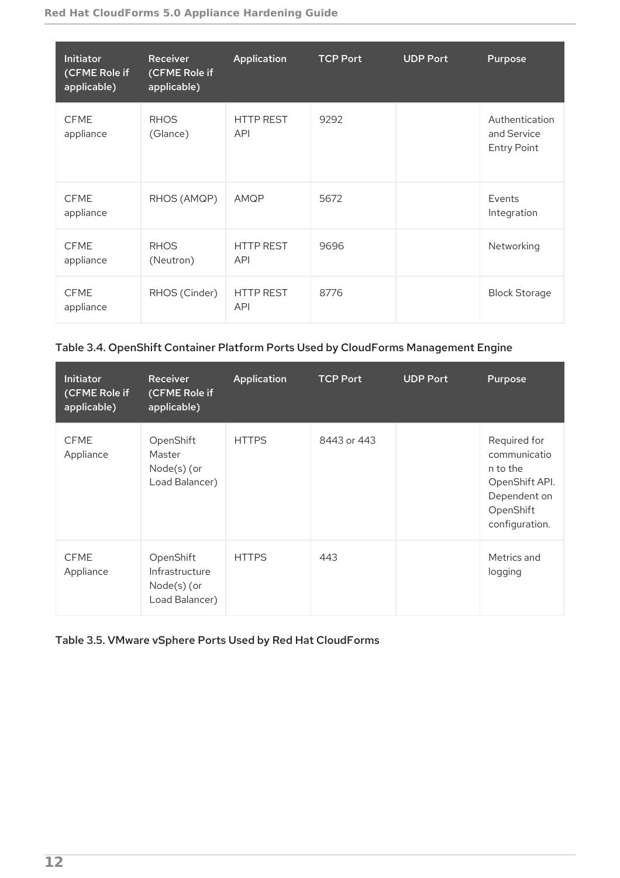| Initiator (CFME Role if applicable) | Receiver (CFME Role if applicable) | Application | TCP Port | UDP Port | Purpose |
|---|---|---|---|---|---|
| CFME appliance | RHOS (Glance) | HTTP REST API | 9292 | | Authentication and Service Entry Point |
| CFME appliance | RHOS (AMQP) | AMQP | 5672 | | Events Integration |
| CFME appliance | RHOS (Neutron) | HTTP REST API | 9696 | | Networking |
| CFME appliance | RHOS (Cinder) | HTTP REST API | 8776 | | Block Storage |

**Table 3.4. OpenShift Container Platform Ports Used by CloudForms Management Engine**

| Initiator (CFME Role if applicable) | Receiver (CFME Role if applicable) | Application | TCP Port | UDP Port | Purpose |
|---|---|---|---|---|---|
| CFME Appliance | OpenShift Master Node(s) (or Load Balancer) | HTTPS | 8443 or 443 | | Required for communication to the OpenShift API. Dependent on OpenShift configuration. |
| CFME Appliance | OpenShift Infrastructure Node(s) (or Load Balancer) | HTTPS | 443 | | Metrics and logging |

**Table 3.5. VMware vSphere Ports Used by Red Hat CloudForms**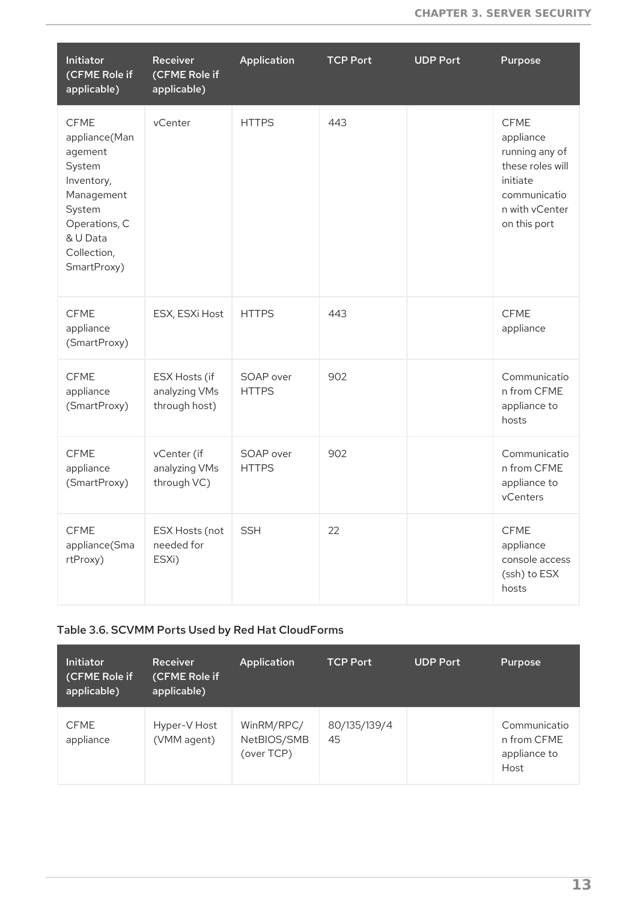| Initiator (CFME Role if applicable) | Receiver (CFME Role if applicable) | Application | TCP Port | UDP Port | Purpose |
| --- | --- | --- | --- | --- | --- |
| CFME appliance(Management System Inventory, Management System Operations, C & U Data Collection, SmartProxy) | vCenter | HTTPS | 443 | | CFME appliance running any of these roles will initiate communication with vCenter on this port |
| CFME appliance (SmartProxy) | ESX, ESXi Host | HTTPS | 443 | | CFME appliance |
| CFME appliance (SmartProxy) | ESX Hosts (if analyzing VMs through host) | SOAP over HTTPS | 902 | | Communication from CFME appliance to hosts |
| CFME appliance (SmartProxy) | vCenter (if analyzing VMs through VC) | SOAP over HTTPS | 902 | | Communication from CFME appliance to vCenters |
| CFME appliance(SmartProxy) | ESX Hosts (not needed for ESXi) | SSH | 22 | | CFME appliance console access (ssh) to ESX hosts |

**Table 3.6. SCVMM Ports Used by Red Hat CloudForms**

| Initiator (CFME Role if applicable) | Receiver (CFME Role if applicable) | Application | TCP Port | UDP Port | Purpose |
| --- | --- | --- | --- | --- | --- |
| CFME appliance | Hyper-V Host (VMM agent) | WinRM/RPC/NetBIOS/SMB (over TCP) | 80/135/139/445 | | Communication from CFME appliance to Host |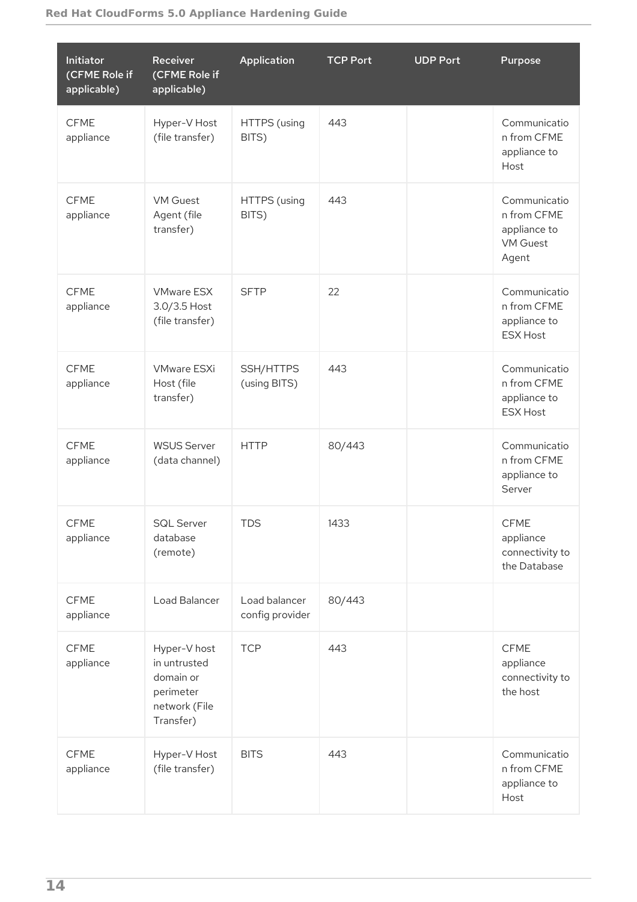| Initiator (CFME Role if applicable) | Receiver (CFME Role if applicable) | Application | TCP Port | UDP Port | Purpose |
| --- | --- | --- | --- | --- | --- |
| CFME appliance | Hyper-V Host (file transfer) | HTTPS (using BITS) | 443 | | Communication from CFME appliance to Host |
| CFME appliance | VM Guest Agent (file transfer) | HTTPS (using BITS) | 443 | | Communication from CFME appliance to VM Guest Agent |
| CFME appliance | VMware ESX 3.0/3.5 Host (file transfer) | SFTP | 22 | | Communication from CFME appliance to ESX Host |
| CFME appliance | VMware ESXi Host (file transfer) | SSH/HTTPS (using BITS) | 443 | | Communication from CFME appliance to ESX Host |
| CFME appliance | WSUS Server (data channel) | HTTP | 80/443 | | Communication from CFME appliance to Server |
| CFME appliance | SQL Server database (remote) | TDS | 1433 | | CFME appliance connectivity to the Database |
| CFME appliance | Load Balancer | Load balancer config provider | 80/443 | | |
| CFME appliance | Hyper-V host in untrusted domain or perimeter network (File Transfer) | TCP | 443 | | CFME appliance connectivity to the host |
| CFME appliance | Hyper-V Host (file transfer) | BITS | 443 | | Communication from CFME appliance to Host |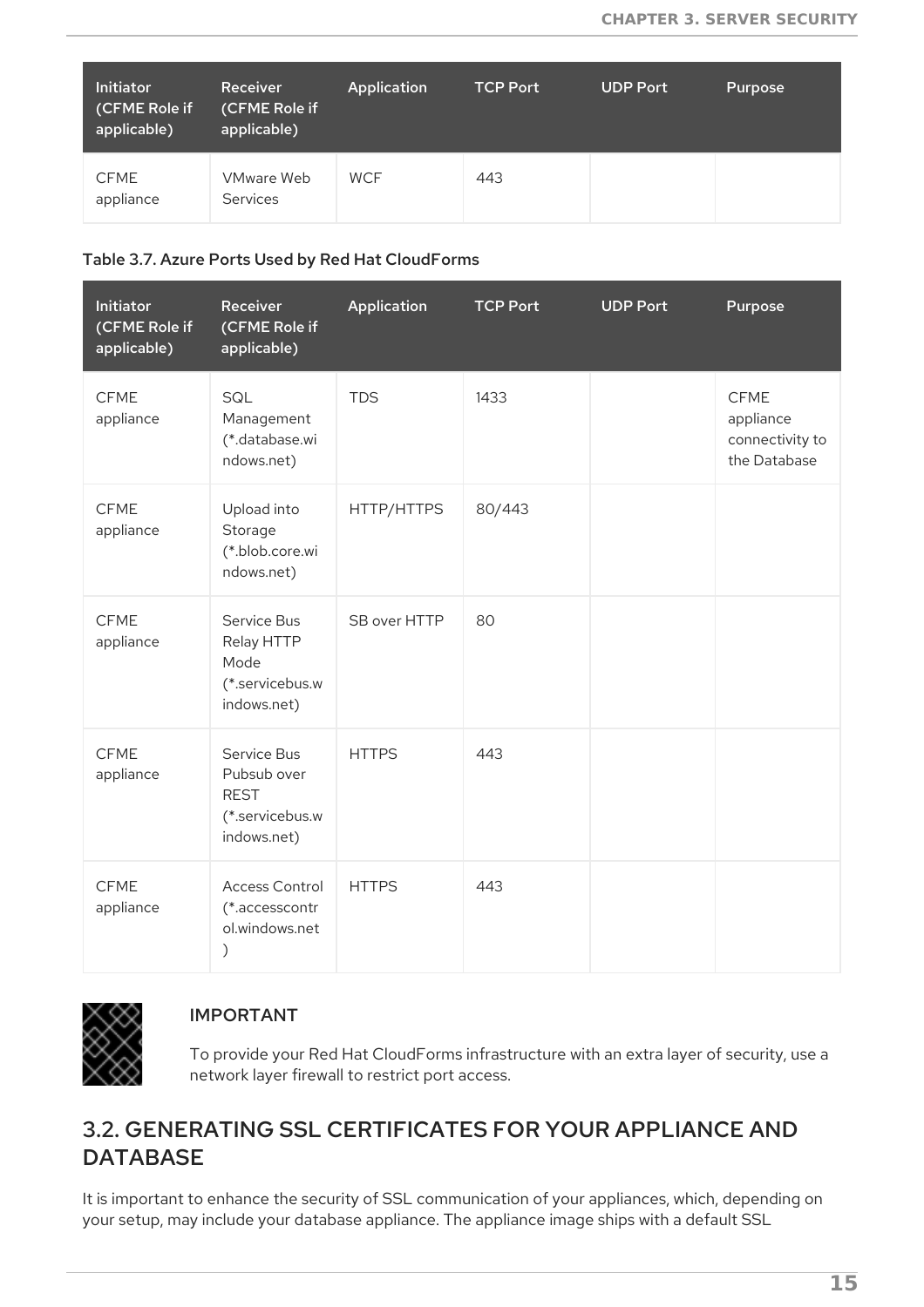| Initiator (CFME Role if applicable) | Receiver (CFME Role if applicable) | Application | TCP Port | UDP Port | Purpose |
| --- | --- | --- | --- | --- | --- |
| CFME appliance | VMware Web Services | WCF | 443 | | |

Table 3.7. Azure Ports Used by Red Hat CloudForms

| Initiator (CFME Role if applicable) | Receiver (CFME Role if applicable) | Application | TCP Port | UDP Port | Purpose |
| --- | --- | --- | --- | --- | --- |
| CFME appliance | SQL Management (*.database.windows.net) | TDS | 1433 | | CFME appliance connectivity to the Database |
| CFME appliance | Upload into Storage (*.blob.core.windows.net) | HTTP/HTTPS | 80/443 | | |
| CFME appliance | Service Bus Relay HTTP Mode (*.servicebus.windows.net) | SB over HTTP | 80 | | |
| CFME appliance | Service Bus Pubsub over REST (*.servicebus.windows.net) | HTTPS | 443 | | |
| CFME appliance | Access Control (*.accesscontrol.windows.net) | HTTPS | 443 | | |

**IMPORTANT**

To provide your Red Hat CloudForms infrastructure with an extra layer of security, use a network layer firewall to restrict port access.

## 3.2. GENERATING SSL CERTIFICATES FOR YOUR APPLIANCE AND DATABASE

It is important to enhance the security of SSL communication of your appliances, which, depending on your setup, may include your database appliance. The appliance image ships with a default SSL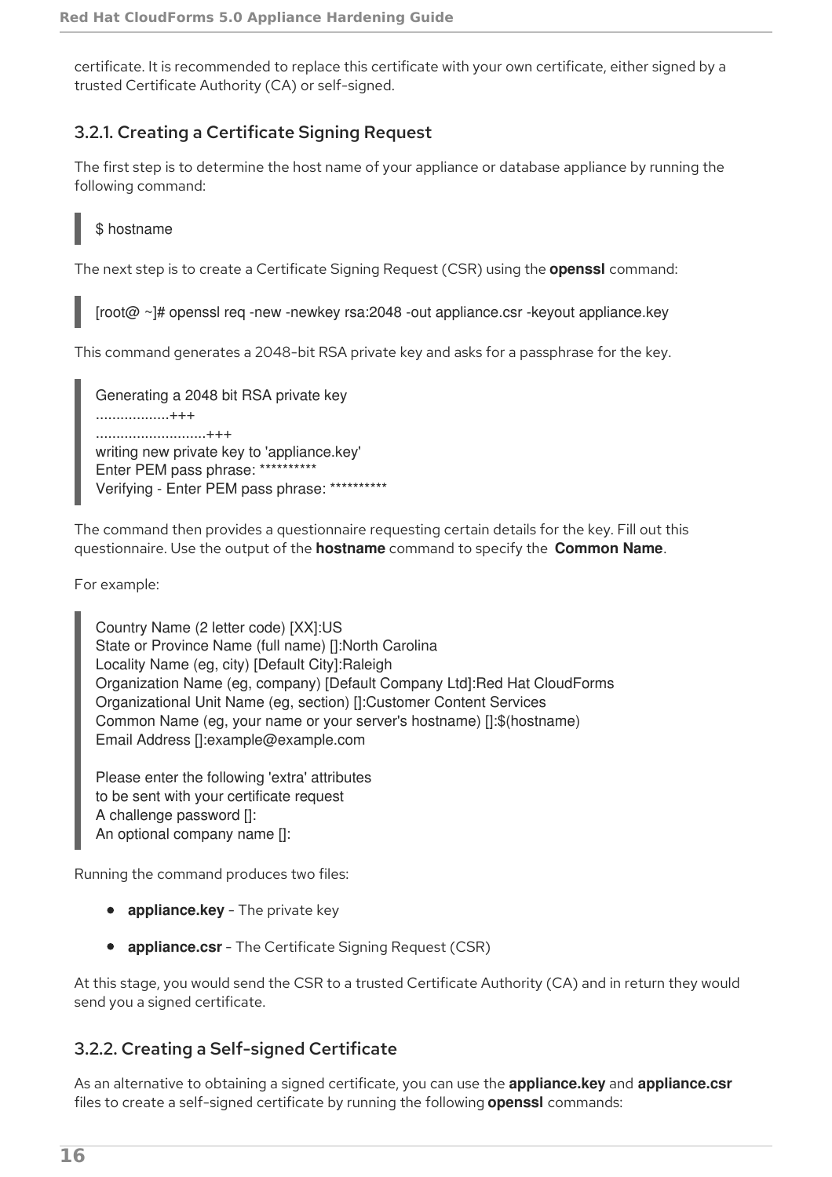certificate. It is recommended to replace this certificate with your own certificate, either signed by a trusted Certificate Authority (CA) or self-signed.

### 3.2.1. Creating a Certificate Signing Request

The first step is to determine the host name of your appliance or database appliance by running the following command:

```
$ hostname
```

The next step is to create a Certificate Signing Request (CSR) using the **openssl** command:

```
[root@ ~]# openssl req -new -newkey rsa:2048 -out appliance.csr -keyout appliance.key
```

This command generates a 2048-bit RSA private key and asks for a passphrase for the key.

```
Generating a 2048 bit RSA private key
.................+++
..........................+++
writing new private key to 'appliance.key'
Enter PEM pass phrase: **********
Verifying - Enter PEM pass phrase: **********
```

The command then provides a questionnaire requesting certain details for the key. Fill out this questionnaire. Use the output of the **hostname** command to specify the **Common Name**.

For example:

```
Country Name (2 letter code) [XX]:US
State or Province Name (full name) []:North Carolina
Locality Name (eg, city) [Default City]:Raleigh
Organization Name (eg, company) [Default Company Ltd]:Red Hat CloudForms
Organizational Unit Name (eg, section) []:Customer Content Services
Common Name (eg, your name or your server's hostname) []:$(hostname)
Email Address []:example@example.com

Please enter the following 'extra' attributes
to be sent with your certificate request
A challenge password []:
An optional company name []:
```

Running the command produces two files:

- **appliance.key** - The private key
- **appliance.csr** - The Certificate Signing Request (CSR)

At this stage, you would send the CSR to a trusted Certificate Authority (CA) and in return they would send you a signed certificate.

### 3.2.2. Creating a Self-signed Certificate

As an alternative to obtaining a signed certificate, you can use the **appliance.key** and **appliance.csr** files to create a self-signed certificate by running the following **openssl** commands: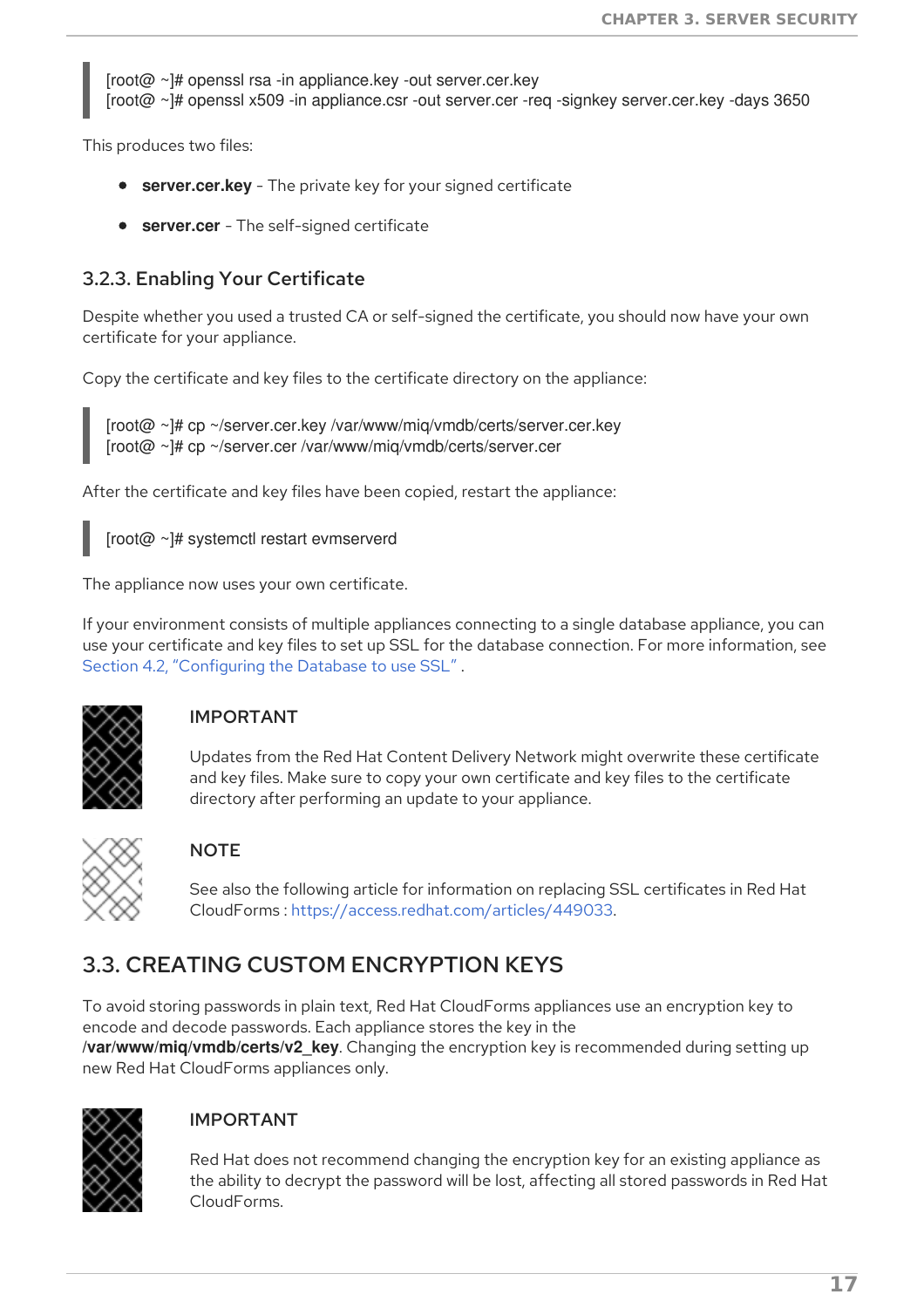```
[root@ ~]# openssl rsa -in appliance.key -out server.cer.key
[root@ ~]# openssl x509 -in appliance.csr -out server.cer -req -signkey server.cer.key -days 3650
```

This produces two files:

- **server.cer.key** - The private key for your signed certificate
- **server.cer** - The self-signed certificate

### 3.2.3. Enabling Your Certificate

Despite whether you used a trusted CA or self-signed the certificate, you should now have your own certificate for your appliance.

Copy the certificate and key files to the certificate directory on the appliance:

```
[root@ ~]# cp ~/server.cer.key /var/www/miq/vmdb/certs/server.cer.key
[root@ ~]# cp ~/server.cer /var/www/miq/vmdb/certs/server.cer
```

After the certificate and key files have been copied, restart the appliance:

```
[root@ ~]# systemctl restart evmserverd
```

The appliance now uses your own certificate.

If your environment consists of multiple appliances connecting to a single database appliance, you can use your certificate and key files to set up SSL for the database connection. For more information, see Section 4.2, "Configuring the Database to use SSL" .

> **IMPORTANT**
>
> Updates from the Red Hat Content Delivery Network might overwrite these certificate and key files. Make sure to copy your own certificate and key files to the certificate directory after performing an update to your appliance.

> **NOTE**
>
> See also the following article for information on replacing SSL certificates in Red Hat CloudForms : https://access.redhat.com/articles/449033.

## 3.3. CREATING CUSTOM ENCRYPTION KEYS

To avoid storing passwords in plain text, Red Hat CloudForms appliances use an encryption key to encode and decode passwords. Each appliance stores the key in the **/var/www/miq/vmdb/certs/v2_key**. Changing the encryption key is recommended during setting up new Red Hat CloudForms appliances only.

> **IMPORTANT**
>
> Red Hat does not recommend changing the encryption key for an existing appliance as the ability to decrypt the password will be lost, affecting all stored passwords in Red Hat CloudForms.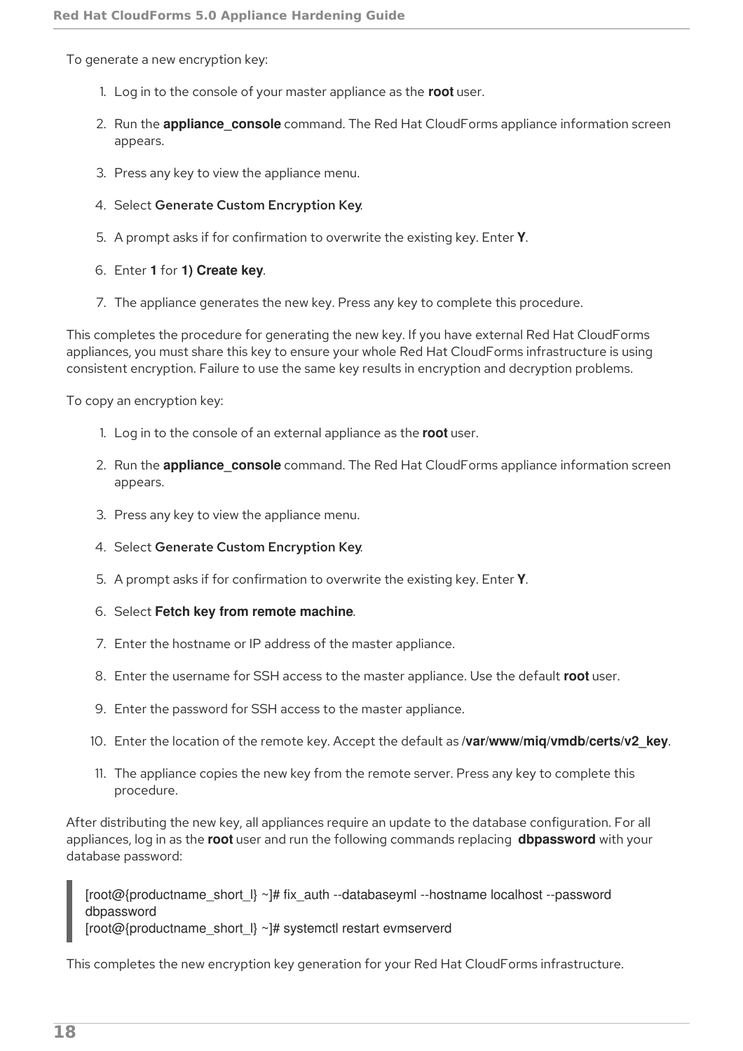To generate a new encryption key:

1. Log in to the console of your master appliance as the **root** user.
2. Run the **appliance_console** command. The Red Hat CloudForms appliance information screen appears.
3. Press any key to view the appliance menu.
4. Select **Generate Custom Encryption Key**.
5. A prompt asks if for confirmation to overwrite the existing key. Enter **Y**.
6. Enter **1** for **1) Create key**.
7. The appliance generates the new key. Press any key to complete this procedure.

This completes the procedure for generating the new key. If you have external Red Hat CloudForms appliances, you must share this key to ensure your whole Red Hat CloudForms infrastructure is using consistent encryption. Failure to use the same key results in encryption and decryption problems.

To copy an encryption key:

1. Log in to the console of an external appliance as the **root** user.
2. Run the **appliance_console** command. The Red Hat CloudForms appliance information screen appears.
3. Press any key to view the appliance menu.
4. Select **Generate Custom Encryption Key**.
5. A prompt asks if for confirmation to overwrite the existing key. Enter **Y**.
6. Select **Fetch key from remote machine**.
7. Enter the hostname or IP address of the master appliance.
8. Enter the username for SSH access to the master appliance. Use the default **root** user.
9. Enter the password for SSH access to the master appliance.
10. Enter the location of the remote key. Accept the default as **/var/www/miq/vmdb/certs/v2_key**.
11. The appliance copies the new key from the remote server. Press any key to complete this procedure.

After distributing the new key, all appliances require an update to the database configuration. For all appliances, log in as the **root** user and run the following commands replacing **dbpassword** with your database password:

```
[root@{productname_short_l} ~]# fix_auth --databaseyml --hostname localhost --password dbpassword
[root@{productname_short_l} ~]# systemctl restart evmserverd
```

This completes the new encryption key generation for your Red Hat CloudForms infrastructure.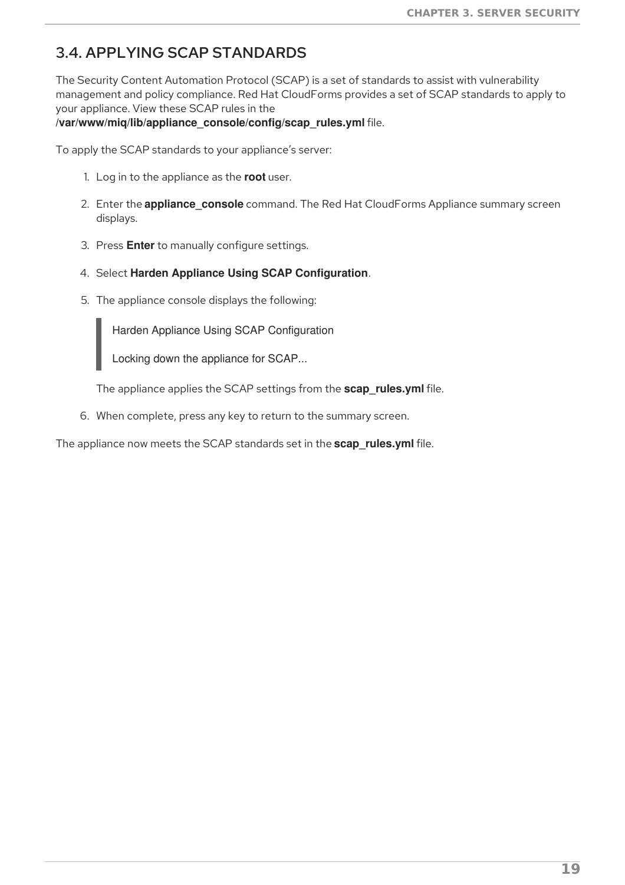## 3.4. APPLYING SCAP STANDARDS

The Security Content Automation Protocol (SCAP) is a set of standards to assist with vulnerability management and policy compliance. Red Hat CloudForms provides a set of SCAP standards to apply to your appliance. View these SCAP rules in the **/var/www/miq/lib/appliance_console/config/scap_rules.yml** file.

To apply the SCAP standards to your appliance's server:

1. Log in to the appliance as the **root** user.
2. Enter the **appliance_console** command. The Red Hat CloudForms Appliance summary screen displays.
3. Press **Enter** to manually configure settings.
4. Select **Harden Appliance Using SCAP Configuration**.
5. The appliance console displays the following:

   ```
   Harden Appliance Using SCAP Configuration

   Locking down the appliance for SCAP...
   ```

   The appliance applies the SCAP settings from the **scap_rules.yml** file.

6. When complete, press any key to return to the summary screen.

The appliance now meets the SCAP standards set in the **scap_rules.yml** file.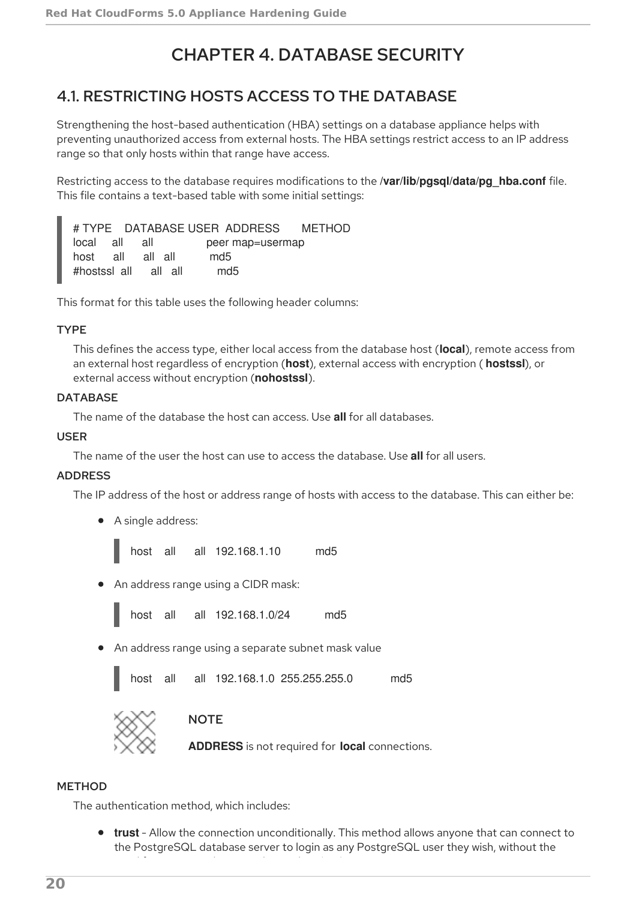# CHAPTER 4. DATABASE SECURITY

## 4.1. RESTRICTING HOSTS ACCESS TO THE DATABASE

Strengthening the host-based authentication (HBA) settings on a database appliance helps with preventing unauthorized access from external hosts. The HBA settings restrict access to an IP address range so that only hosts within that range have access.

Restricting access to the database requires modifications to the **/var/lib/pgsql/data/pg_hba.conf** file. This file contains a text-based table with some initial settings:

```
# TYPE    DATABASE USER  ADDRESS       METHOD
local     all      all              peer map=usermap
host      all      all   all         md5
#hostssl  all      all   all         md5
```

This format for this table uses the following header columns:

**TYPE**

This defines the access type, either local access from the database host (**local**), remote access from an external host regardless of encryption (**host**), external access with encryption ( **hostssl**), or external access without encryption (**nohostssl**).

**DATABASE**

The name of the database the host can access. Use **all** for all databases.

**USER**

The name of the user the host can use to access the database. Use **all** for all users.

**ADDRESS**

The IP address of the host or address range of hosts with access to the database. This can either be:

- A single address:

```
host    all      all   192.168.1.10          md5
```

- An address range using a CIDR mask:

```
host    all      all   192.168.1.0/24          md5
```

- An address range using a separate subnet mask value

```
host    all      all   192.168.1.0  255.255.255.0           md5
```

> **NOTE**
>
> **ADDRESS** is not required for **local** connections.

**METHOD**

The authentication method, which includes:

- **trust** - Allow the connection unconditionally. This method allows anyone that can connect to the PostgreSQL database server to login as any PostgreSQL user they wish, without the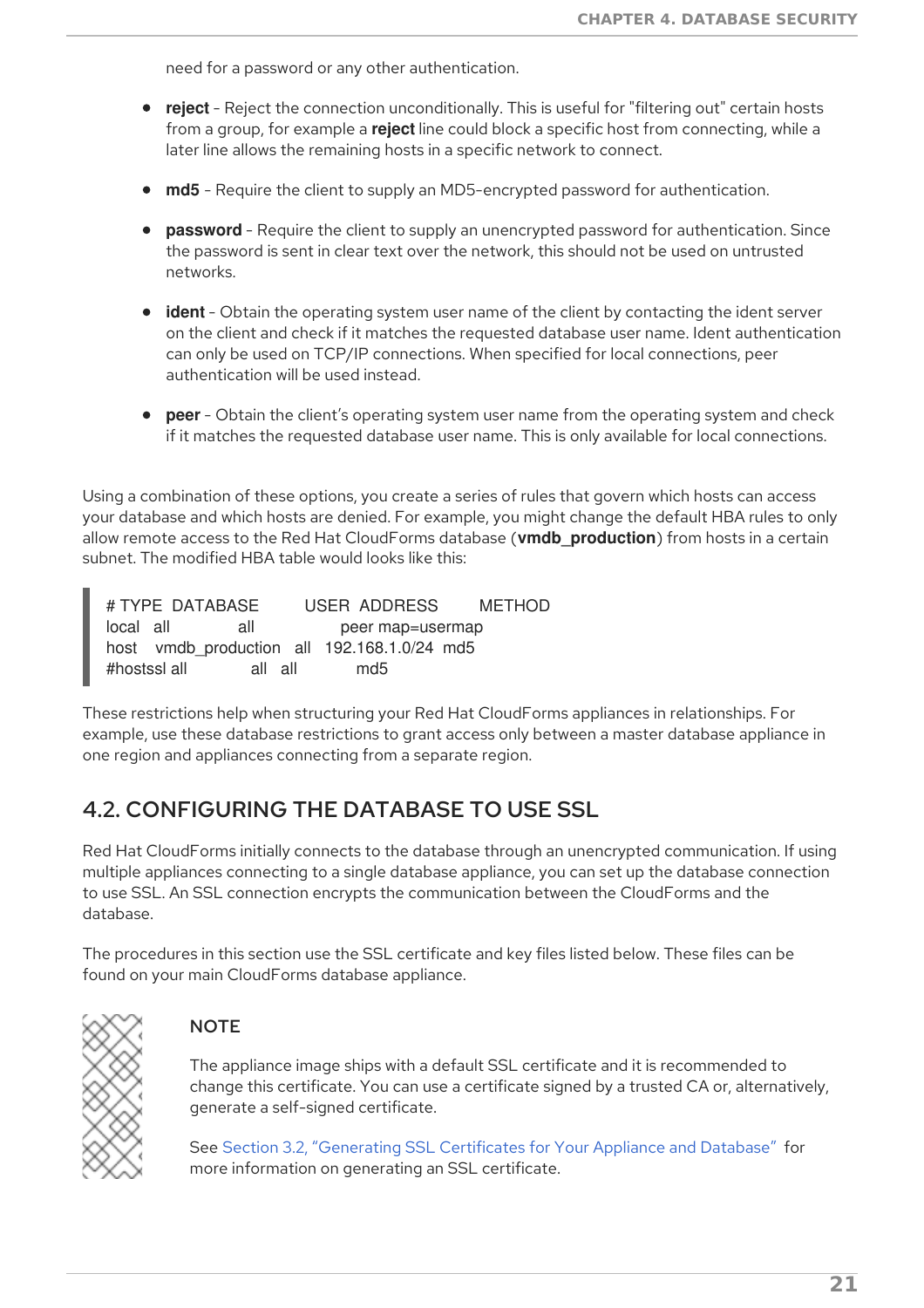need for a password or any other authentication.

- **reject** - Reject the connection unconditionally. This is useful for "filtering out" certain hosts from a group, for example a **reject** line could block a specific host from connecting, while a later line allows the remaining hosts in a specific network to connect.

- **md5** - Require the client to supply an MD5-encrypted password for authentication.

- **password** - Require the client to supply an unencrypted password for authentication. Since the password is sent in clear text over the network, this should not be used on untrusted networks.

- **ident** - Obtain the operating system user name of the client by contacting the ident server on the client and check if it matches the requested database user name. Ident authentication can only be used on TCP/IP connections. When specified for local connections, peer authentication will be used instead.

- **peer** - Obtain the client's operating system user name from the operating system and check if it matches the requested database user name. This is only available for local connections.

Using a combination of these options, you create a series of rules that govern which hosts can access your database and which hosts are denied. For example, you might change the default HBA rules to only allow remote access to the Red Hat CloudForms database (**vmdb_production**) from hosts in a certain subnet. The modified HBA table would looks like this:

```
# TYPE  DATABASE        USER  ADDRESS        METHOD
local   all             all                  peer map=usermap
host    vmdb_production  all   192.168.1.0/24  md5
#hostssl all            all   all            md5
```

These restrictions help when structuring your Red Hat CloudForms appliances in relationships. For example, use these database restrictions to grant access only between a master database appliance in one region and appliances connecting from a separate region.

## 4.2. CONFIGURING THE DATABASE TO USE SSL

Red Hat CloudForms initially connects to the database through an unencrypted communication. If using multiple appliances connecting to a single database appliance, you can set up the database connection to use SSL. An SSL connection encrypts the communication between the CloudForms and the database.

The procedures in this section use the SSL certificate and key files listed below. These files can be found on your main CloudForms database appliance.

> **NOTE**
>
> The appliance image ships with a default SSL certificate and it is recommended to change this certificate. You can use a certificate signed by a trusted CA or, alternatively, generate a self-signed certificate.
>
> See Section 3.2, "Generating SSL Certificates for Your Appliance and Database" for more information on generating an SSL certificate.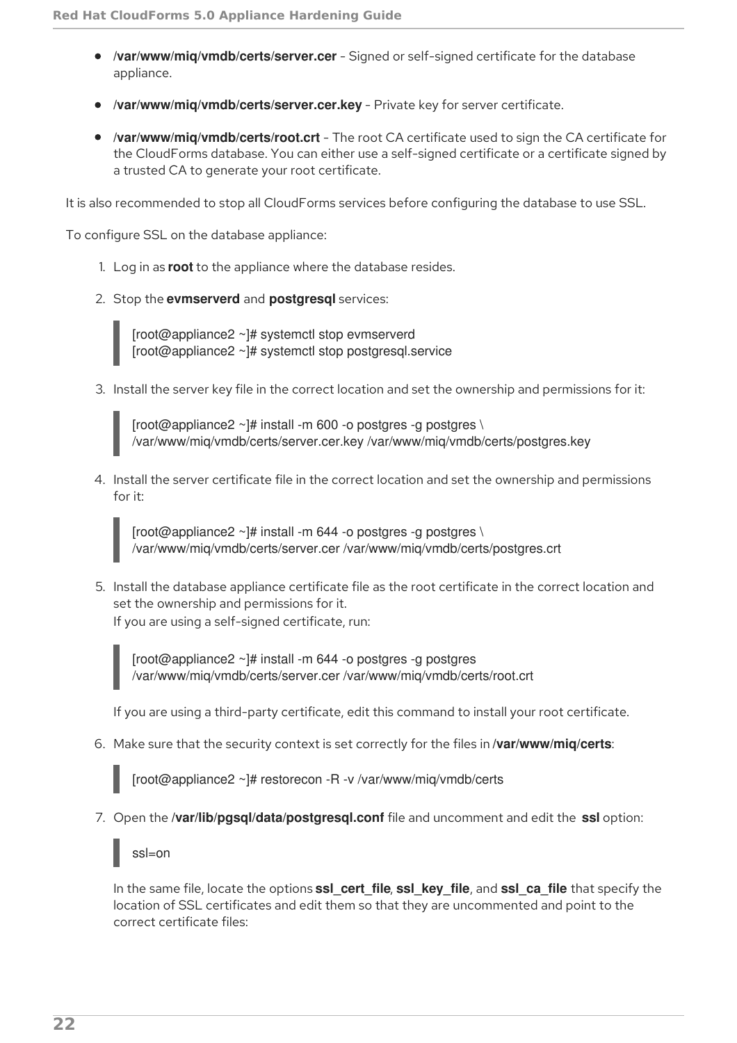- **/var/www/miq/vmdb/certs/server.cer** - Signed or self-signed certificate for the database appliance.
- **/var/www/miq/vmdb/certs/server.cer.key** - Private key for server certificate.
- **/var/www/miq/vmdb/certs/root.crt** - The root CA certificate used to sign the CA certificate for the CloudForms database. You can either use a self-signed certificate or a certificate signed by a trusted CA to generate your root certificate.

It is also recommended to stop all CloudForms services before configuring the database to use SSL.

To configure SSL on the database appliance:

1. Log in as **root** to the appliance where the database resides.
2. Stop the **evmserverd** and **postgresql** services:

```
[root@appliance2 ~]# systemctl stop evmserverd
[root@appliance2 ~]# systemctl stop postgresql.service
```

3. Install the server key file in the correct location and set the ownership and permissions for it:

```
[root@appliance2 ~]# install -m 600 -o postgres -g postgres \
/var/www/miq/vmdb/certs/server.cer.key /var/www/miq/vmdb/certs/postgres.key
```

4. Install the server certificate file in the correct location and set the ownership and permissions for it:

```
[root@appliance2 ~]# install -m 644 -o postgres -g postgres \
/var/www/miq/vmdb/certs/server.cer /var/www/miq/vmdb/certs/postgres.crt
```

5. Install the database appliance certificate file as the root certificate in the correct location and set the ownership and permissions for it.
   If you are using a self-signed certificate, run:

```
[root@appliance2 ~]# install -m 644 -o postgres -g postgres
/var/www/miq/vmdb/certs/server.cer /var/www/miq/vmdb/certs/root.crt
```

   If you are using a third-party certificate, edit this command to install your root certificate.

6. Make sure that the security context is set correctly for the files in **/var/www/miq/certs**:

```
[root@appliance2 ~]# restorecon -R -v /var/www/miq/vmdb/certs
```

7. Open the **/var/lib/pgsql/data/postgresql.conf** file and uncomment and edit the **ssl** option:

```
ssl=on
```

   In the same file, locate the options **ssl_cert_file**, **ssl_key_file**, and **ssl_ca_file** that specify the location of SSL certificates and edit them so that they are uncommented and point to the correct certificate files: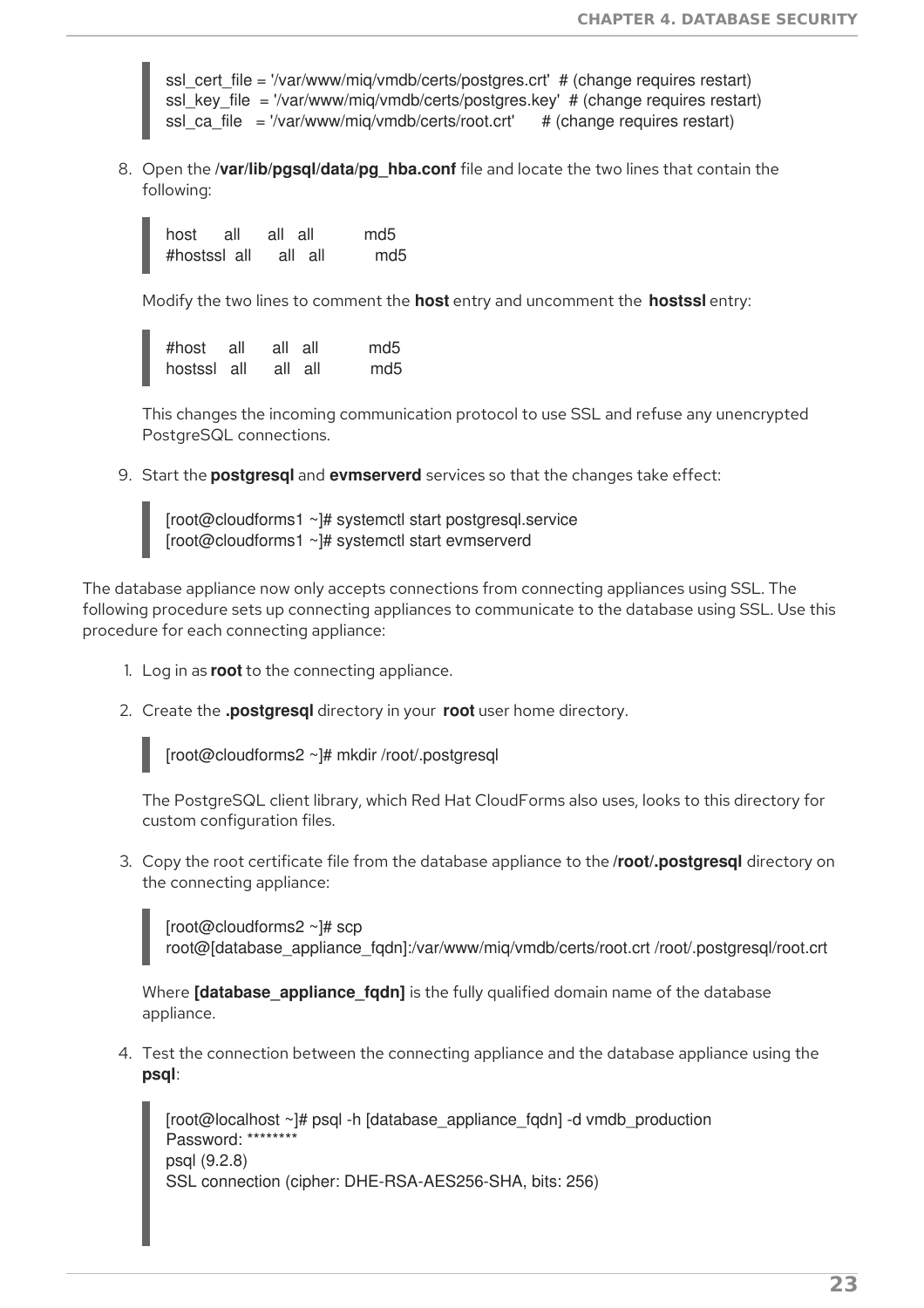```
ssl_cert_file = '/var/www/miq/vmdb/certs/postgres.crt'  # (change requires restart)
ssl_key_file  = '/var/www/miq/vmdb/certs/postgres.key'  # (change requires restart)
ssl_ca_file   = '/var/www/miq/vmdb/certs/root.crt'      # (change requires restart)
```

8. Open the **/var/lib/pgsql/data/pg_hba.conf** file and locate the two lines that contain the following:

   ```
   host      all      all   all          md5
   #hostssl  all      all   all          md5
   ```

   Modify the two lines to comment the **host** entry and uncomment the **hostssl** entry:

   ```
   #host     all      all   all          md5
   hostssl   all      all   all          md5
   ```

   This changes the incoming communication protocol to use SSL and refuse any unencrypted PostgreSQL connections.

9. Start the **postgresql** and **evmserverd** services so that the changes take effect:

   ```
   [root@cloudforms1 ~]# systemctl start postgresql.service
   [root@cloudforms1 ~]# systemctl start evmserverd
   ```

The database appliance now only accepts connections from connecting appliances using SSL. The following procedure sets up connecting appliances to communicate to the database using SSL. Use this procedure for each connecting appliance:

1. Log in as **root** to the connecting appliance.

2. Create the **.postgresql** directory in your **root** user home directory.

   ```
   [root@cloudforms2 ~]# mkdir /root/.postgresql
   ```

   The PostgreSQL client library, which Red Hat CloudForms also uses, looks to this directory for custom configuration files.

3. Copy the root certificate file from the database appliance to the **/root/.postgresql** directory on the connecting appliance:

   ```
   [root@cloudforms2 ~]# scp
   root@[database_appliance_fqdn]:/var/www/miq/vmdb/certs/root.crt /root/.postgresql/root.crt
   ```

   Where **[database_appliance_fqdn]** is the fully qualified domain name of the database appliance.

4. Test the connection between the connecting appliance and the database appliance using the **psql**:

   ```
   [root@localhost ~]# psql -h [database_appliance_fqdn] -d vmdb_production
   Password: ********
   psql (9.2.8)
   SSL connection (cipher: DHE-RSA-AES256-SHA, bits: 256)
   ```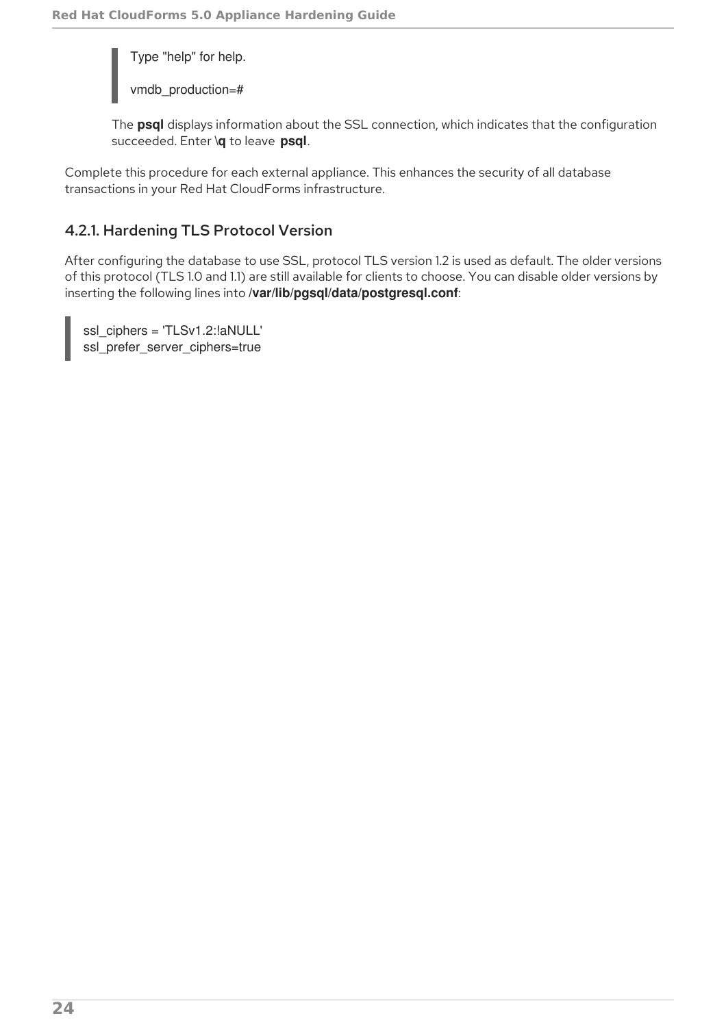```
Type "help" for help.

vmdb_production=#
```

The **psql** displays information about the SSL connection, which indicates that the configuration succeeded. Enter **\q** to leave **psql**.

Complete this procedure for each external appliance. This enhances the security of all database transactions in your Red Hat CloudForms infrastructure.

### 4.2.1. Hardening TLS Protocol Version

After configuring the database to use SSL, protocol TLS version 1.2 is used as default. The older versions of this protocol (TLS 1.0 and 1.1) are still available for clients to choose. You can disable older versions by inserting the following lines into **/var/lib/pgsql/data/postgresql.conf**:

```
ssl_ciphers = 'TLSv1.2:!aNULL'
ssl_prefer_server_ciphers=true
```